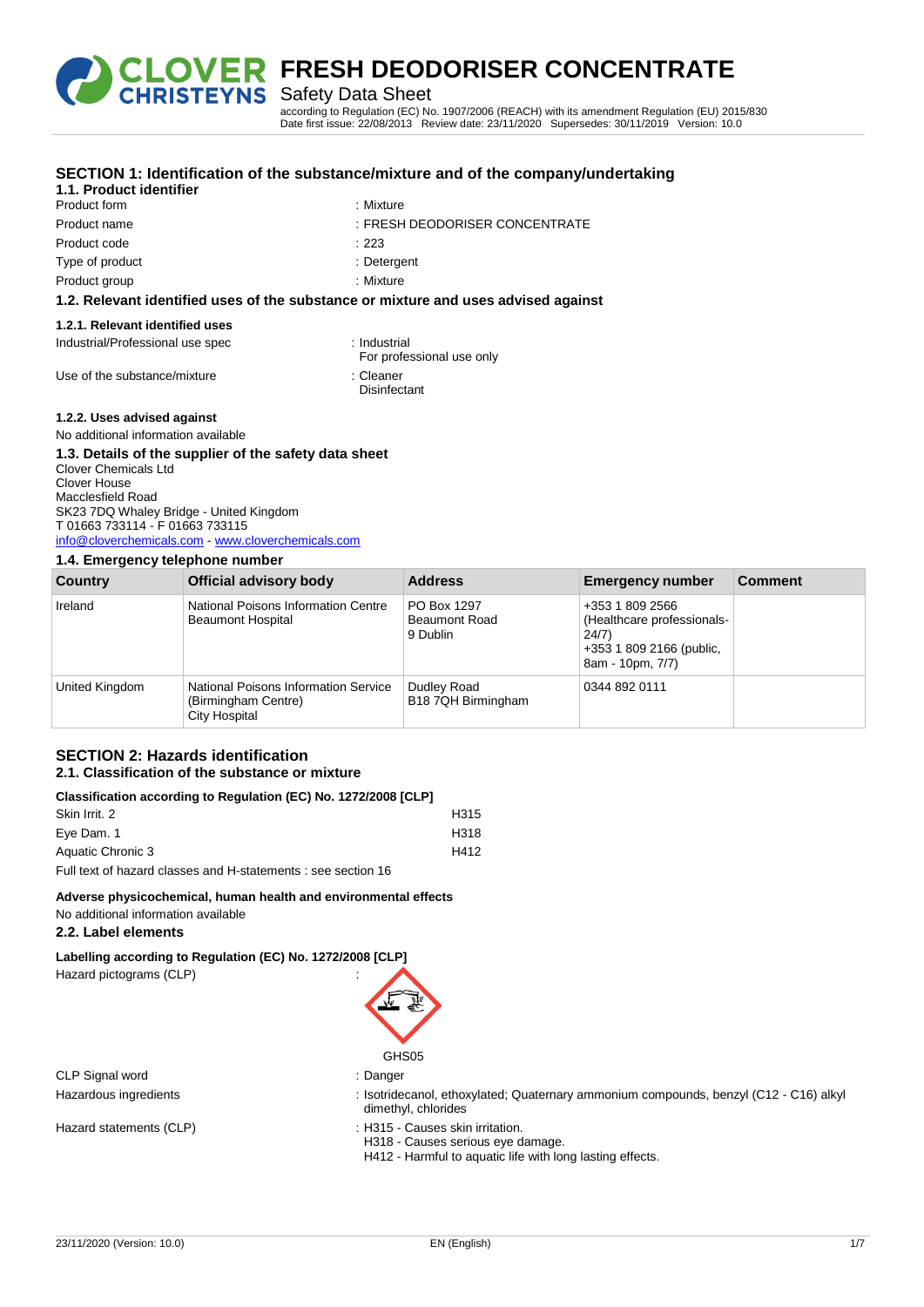# FRESH DEODORISER CONCENTRATE

Safety Data Sheet

according to Regulation (EC) No. 1907/2006 (REACH) with its amendment Regulation (EU) 2015/830
Date first issue: 22/08/2013 Review date: 23/11/2020 Supersedes: 30/11/2019 Version: 10.0

## SECTION 1: Identification of the substance/mixture and of the company/undertaking

### 1.1. Product identifier

| | |
|---|---|
| Product form | : Mixture |
| Product name | : FRESH DEODORISER CONCENTRATE |
| Product code | : 223 |
| Type of product | : Detergent |
| Product group | : Mixture |

### 1.2. Relevant identified uses of the substance or mixture and uses advised against

#### 1.2.1. Relevant identified uses

| | |
|---|---|
| Industrial/Professional use spec | : Industrial<br>For professional use only |
| Use of the substance/mixture | : Cleaner<br>Disinfectant |

#### 1.2.2. Uses advised against

No additional information available

### 1.3. Details of the supplier of the safety data sheet

Clover Chemicals Ltd
Clover House
Macclesfield Road
SK23 7DQ Whaley Bridge - United Kingdom
T 01663 733114 - F 01663 733115
info@cloverchemicals.com - www.cloverchemicals.com

### 1.4. Emergency telephone number

| Country | Official advisory body | Address | Emergency number | Comment |
|---|---|---|---|---|
| Ireland | National Poisons Information Centre Beaumont Hospital | PO Box 1297 Beaumont Road 9 Dublin | +353 1 809 2566 (Healthcare professionals-24/7) +353 1 809 2166 (public, 8am - 10pm, 7/7) | |
| United Kingdom | National Poisons Information Service (Birmingham Centre) City Hospital | Dudley Road B18 7QH Birmingham | 0344 892 0111 | |

## SECTION 2: Hazards identification

### 2.1. Classification of the substance or mixture

**Classification according to Regulation (EC) No. 1272/2008 [CLP]**

| | |
|---|---|
| Skin Irrit. 2 | H315 |
| Eye Dam. 1 | H318 |
| Aquatic Chronic 3 | H412 |

Full text of hazard classes and H-statements : see section 16

**Adverse physicochemical, human health and environmental effects**

No additional information available

### 2.2. Label elements

**Labelling according to Regulation (EC) No. 1272/2008 [CLP]**

Hazard pictograms (CLP) :

GHS05

| | |
|---|---|
| CLP Signal word | : Danger |
| Hazardous ingredients | : Isotridecanol, ethoxylated; Quaternary ammonium compounds, benzyl (C12 - C16) alkyl dimethyl, chlorides |
| Hazard statements (CLP) | : H315 - Causes skin irritation.<br>H318 - Causes serious eye damage.<br>H412 - Harmful to aquatic life with long lasting effects. |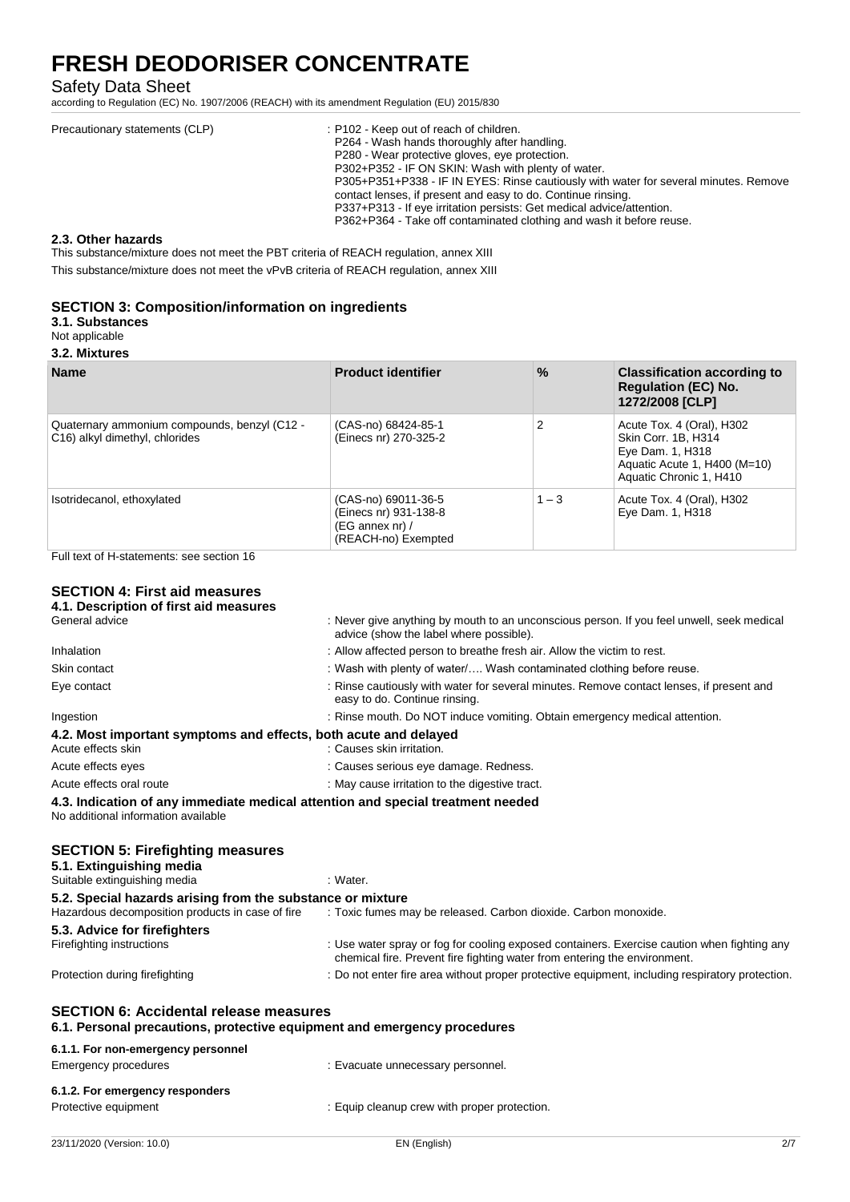Precautionary statements (CLP) : P102 - Keep out of reach of children.
P264 - Wash hands thoroughly after handling.
P280 - Wear protective gloves, eye protection.
P302+P352 - IF ON SKIN: Wash with plenty of water.
P305+P351+P338 - IF IN EYES: Rinse cautiously with water for several minutes. Remove contact lenses, if present and easy to do. Continue rinsing.
P337+P313 - If eye irritation persists: Get medical advice/attention.
P362+P364 - Take off contaminated clothing and wash it before reuse.

### 2.3. Other hazards

This substance/mixture does not meet the PBT criteria of REACH regulation, annex XIII

This substance/mixture does not meet the vPvB criteria of REACH regulation, annex XIII

## SECTION 3: Composition/information on ingredients

### 3.1. Substances

Not applicable

### 3.2. Mixtures

| Name | Product identifier | % | Classification according to Regulation (EC) No. 1272/2008 [CLP] |
|---|---|---|---|
| Quaternary ammonium compounds, benzyl (C12 - C16) alkyl dimethyl, chlorides | (CAS-no) 68424-85-1<br>(Einecs nr) 270-325-2 | 2 | Acute Tox. 4 (Oral), H302<br>Skin Corr. 1B, H314<br>Eye Dam. 1, H318<br>Aquatic Acute 1, H400 (M=10)<br>Aquatic Chronic 1, H410 |
| Isotridecanol, ethoxylated | (CAS-no) 69011-36-5<br>(Einecs nr) 931-138-8<br>(EG annex nr) /<br>(REACH-no) Exempted | 1 – 3 | Acute Tox. 4 (Oral), H302<br>Eye Dam. 1, H318 |

Full text of H-statements: see section 16

## SECTION 4: First aid measures

### 4.1. Description of first aid measures

General advice : Never give anything by mouth to an unconscious person. If you feel unwell, seek medical advice (show the label where possible).

Inhalation : Allow affected person to breathe fresh air. Allow the victim to rest.

Skin contact : Wash with plenty of water/…. Wash contaminated clothing before reuse.

Eye contact : Rinse cautiously with water for several minutes. Remove contact lenses, if present and easy to do. Continue rinsing.

Ingestion : Rinse mouth. Do NOT induce vomiting. Obtain emergency medical attention.

### 4.2. Most important symptoms and effects, both acute and delayed

Acute effects skin : Causes skin irritation.

Acute effects eyes : Causes serious eye damage. Redness.

Acute effects oral route : May cause irritation to the digestive tract.

### 4.3. Indication of any immediate medical attention and special treatment needed

No additional information available

## SECTION 5: Firefighting measures

### 5.1. Extinguishing media

Suitable extinguishing media : Water.

### 5.2. Special hazards arising from the substance or mixture

Hazardous decomposition products in case of fire : Toxic fumes may be released. Carbon dioxide. Carbon monoxide.

### 5.3. Advice for firefighters

Firefighting instructions : Use water spray or fog for cooling exposed containers. Exercise caution when fighting any chemical fire. Prevent fire fighting water from entering the environment.

Protection during firefighting : Do not enter fire area without proper protective equipment, including respiratory protection.

## SECTION 6: Accidental release measures

### 6.1. Personal precautions, protective equipment and emergency procedures

#### 6.1.1. For non-emergency personnel

Emergency procedures : Evacuate unnecessary personnel.

#### 6.1.2. For emergency responders

Protective equipment : Equip cleanup crew with proper protection.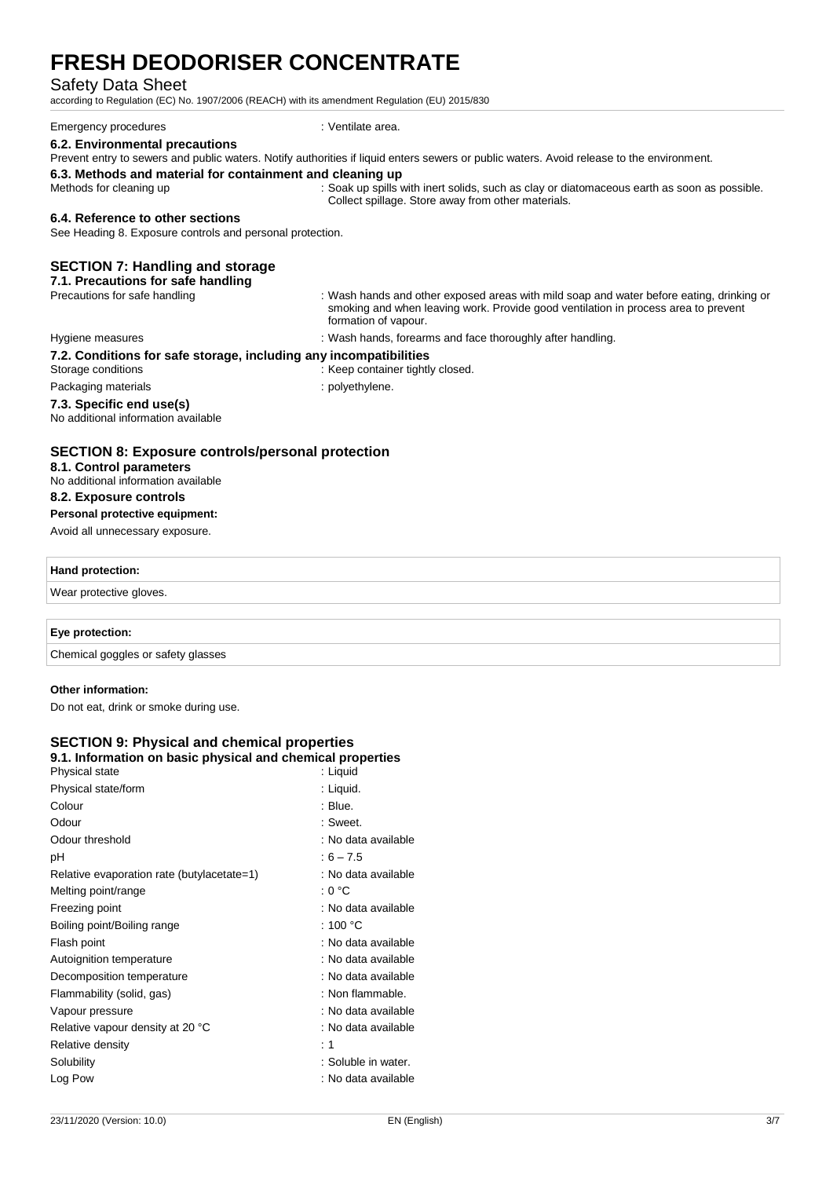Emergency procedures : Ventilate area.

### 6.2. Environmental precautions

Prevent entry to sewers and public waters. Notify authorities if liquid enters sewers or public waters. Avoid release to the environment.

### 6.3. Methods and material for containment and cleaning up

Methods for cleaning up : Soak up spills with inert solids, such as clay or diatomaceous earth as soon as possible. Collect spillage. Store away from other materials.

### 6.4. Reference to other sections

See Heading 8. Exposure controls and personal protection.

## SECTION 7: Handling and storage

### 7.1. Precautions for safe handling

Precautions for safe handling : Wash hands and other exposed areas with mild soap and water before eating, drinking or smoking and when leaving work. Provide good ventilation in process area to prevent formation of vapour.

Hygiene measures : Wash hands, forearms and face thoroughly after handling.

### 7.2. Conditions for safe storage, including any incompatibilities

Storage conditions : Keep container tightly closed.

Packaging materials : polyethylene.

### 7.3. Specific end use(s)

No additional information available

## SECTION 8: Exposure controls/personal protection

### 8.1. Control parameters

No additional information available

### 8.2. Exposure controls

**Personal protective equipment:**

Avoid all unnecessary exposure.

| **Hand protection:** |
|---|
| Wear protective gloves. |

| **Eye protection:** |
|---|
| Chemical goggles or safety glasses |

**Other information:**

Do not eat, drink or smoke during use.

## SECTION 9: Physical and chemical properties

### 9.1. Information on basic physical and chemical properties

| | |
|---|---|
| Physical state | : Liquid |
| Physical state/form | : Liquid. |
| Colour | : Blue. |
| Odour | : Sweet. |
| Odour threshold | : No data available |
| pH | : 6 – 7.5 |
| Relative evaporation rate (butylacetate=1) | : No data available |
| Melting point/range | : 0 °C |
| Freezing point | : No data available |
| Boiling point/Boiling range | : 100 °C |
| Flash point | : No data available |
| Autoignition temperature | : No data available |
| Decomposition temperature | : No data available |
| Flammability (solid, gas) | : Non flammable. |
| Vapour pressure | : No data available |
| Relative vapour density at 20 °C | : No data available |
| Relative density | : 1 |
| Solubility | : Soluble in water. |
| Log Pow | : No data available |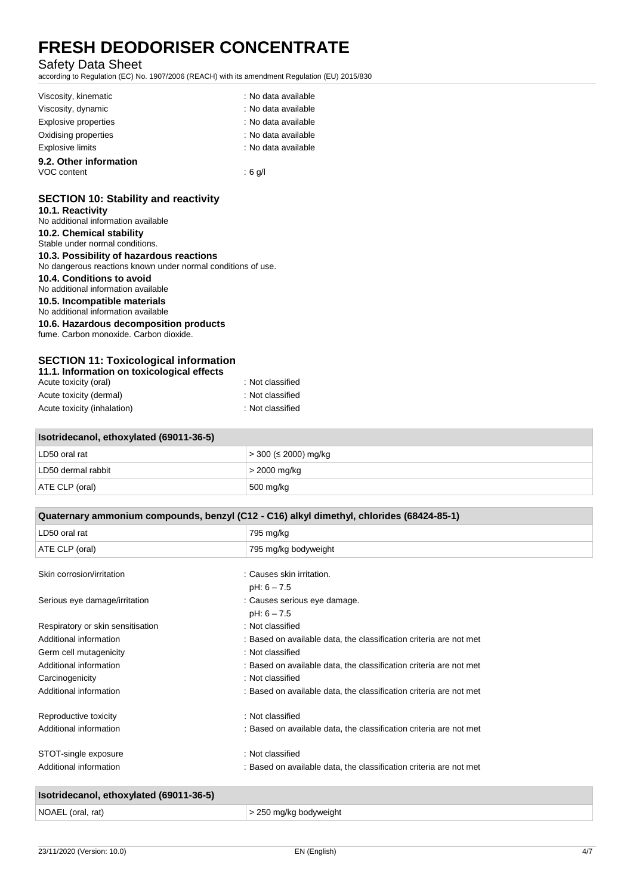Viscosity, kinematic : No data available
Viscosity, dynamic : No data available
Explosive properties : No data available
Oxidising properties : No data available
Explosive limits : No data available

**9.2. Other information**

VOC content : 6 g/l

## SECTION 10: Stability and reactivity

**10.1. Reactivity**

No additional information available

**10.2. Chemical stability**

Stable under normal conditions.

**10.3. Possibility of hazardous reactions**

No dangerous reactions known under normal conditions of use.

**10.4. Conditions to avoid**

No additional information available

**10.5. Incompatible materials**

No additional information available

**10.6. Hazardous decomposition products**

fume. Carbon monoxide. Carbon dioxide.

## SECTION 11: Toxicological information

**11.1. Information on toxicological effects**

Acute toxicity (oral) : Not classified
Acute toxicity (dermal) : Not classified
Acute toxicity (inhalation) : Not classified

| Isotridecanol, ethoxylated (69011-36-5) | |
|---|---|
| LD50 oral rat | > 300 (≤ 2000) mg/kg |
| LD50 dermal rabbit | > 2000 mg/kg |
| ATE CLP (oral) | 500 mg/kg |

| Quaternary ammonium compounds, benzyl (C12 - C16) alkyl dimethyl, chlorides (68424-85-1) | |
|---|---|
| LD50 oral rat | 795 mg/kg |
| ATE CLP (oral) | 795 mg/kg bodyweight |

Skin corrosion/irritation : Causes skin irritation.
pH: 6 – 7.5

Serious eye damage/irritation : Causes serious eye damage.
pH: 6 – 7.5

Respiratory or skin sensitisation : Not classified
Additional information : Based on available data, the classification criteria are not met
Germ cell mutagenicity : Not classified
Additional information : Based on available data, the classification criteria are not met
Carcinogenicity : Not classified
Additional information : Based on available data, the classification criteria are not met

Reproductive toxicity : Not classified
Additional information : Based on available data, the classification criteria are not met

STOT-single exposure : Not classified
Additional information : Based on available data, the classification criteria are not met

| Isotridecanol, ethoxylated (69011-36-5) | |
|---|---|
| NOAEL (oral, rat) | > 250 mg/kg bodyweight |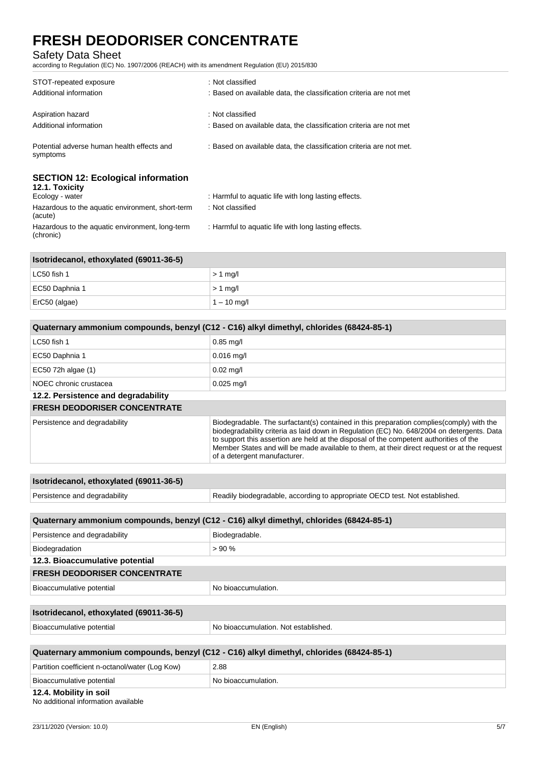| | |
|---|---|
| STOT-repeated exposure | : Not classified |
| Additional information | : Based on available data, the classification criteria are not met |
| Aspiration hazard | : Not classified |
| Additional information | : Based on available data, the classification criteria are not met |
| Potential adverse human health effects and symptoms | : Based on available data, the classification criteria are not met. |

## SECTION 12: Ecological information

### 12.1. Toxicity

| | |
|---|---|
| Ecology - water | : Harmful to aquatic life with long lasting effects. |
| Hazardous to the aquatic environment, short-term (acute) | : Not classified |
| Hazardous to the aquatic environment, long-term (chronic) | : Harmful to aquatic life with long lasting effects. |

| Isotridecanol, ethoxylated (69011-36-5) | |
|---|---|
| LC50 fish 1 | > 1 mg/l |
| EC50 Daphnia 1 | > 1 mg/l |
| ErC50 (algae) | 1 – 10 mg/l |

| Quaternary ammonium compounds, benzyl (C12 - C16) alkyl dimethyl, chlorides (68424-85-1) | |
|---|---|
| LC50 fish 1 | 0.85 mg/l |
| EC50 Daphnia 1 | 0.016 mg/l |
| EC50 72h algae (1) | 0.02 mg/l |
| NOEC chronic crustacea | 0.025 mg/l |

### 12.2. Persistence and degradability

| FRESH DEODORISER CONCENTRATE | |
|---|---|
| Persistence and degradability | Biodegradable. The surfactant(s) contained in this preparation complies(comply) with the biodegradability criteria as laid down in Regulation (EC) No. 648/2004 on detergents. Data to support this assertion are held at the disposal of the competent authorities of the Member States and will be made available to them, at their direct request or at the request of a detergent manufacturer. |

| Isotridecanol, ethoxylated (69011-36-5) | |
|---|---|
| Persistence and degradability | Readily biodegradable, according to appropriate OECD test. Not established. |

| Quaternary ammonium compounds, benzyl (C12 - C16) alkyl dimethyl, chlorides (68424-85-1) | |
|---|---|
| Persistence and degradability | Biodegradable. |
| Biodegradation | > 90 % |

### 12.3. Bioaccumulative potential

| FRESH DEODORISER CONCENTRATE | |
|---|---|
| Bioaccumulative potential | No bioaccumulation. |

| Isotridecanol, ethoxylated (69011-36-5) | |
|---|---|
| Bioaccumulative potential | No bioaccumulation. Not established. |

| Quaternary ammonium compounds, benzyl (C12 - C16) alkyl dimethyl, chlorides (68424-85-1) | |
|---|---|
| Partition coefficient n-octanol/water (Log Kow) | 2.88 |
| Bioaccumulative potential | No bioaccumulation. |

### 12.4. Mobility in soil

No additional information available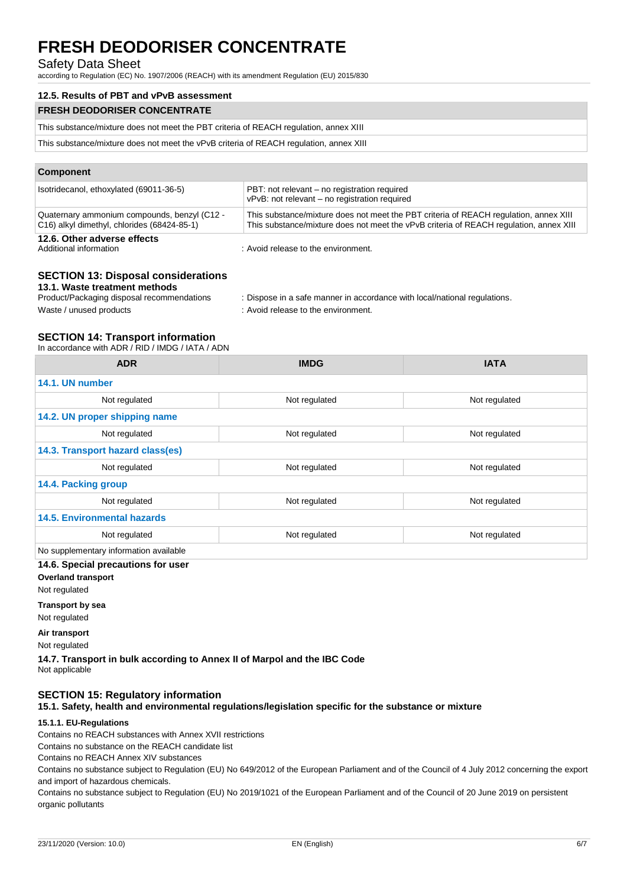#### 12.5. Results of PBT and vPvB assessment

| FRESH DEODORISER CONCENTRATE |
|---|
| This substance/mixture does not meet the PBT criteria of REACH regulation, annex XIII |
| This substance/mixture does not meet the vPvB criteria of REACH regulation, annex XIII |

| Component | |
|---|---|
| Isotridecanol, ethoxylated (69011-36-5) | PBT: not relevant – no registration required<br>vPvB: not relevant – no registration required |
| Quaternary ammonium compounds, benzyl (C12 - C16) alkyl dimethyl, chlorides (68424-85-1) | This substance/mixture does not meet the PBT criteria of REACH regulation, annex XIII<br>This substance/mixture does not meet the vPvB criteria of REACH regulation, annex XIII |

#### 12.6. Other adverse effects

Additional information : Avoid release to the environment.

## SECTION 13: Disposal considerations

#### 13.1. Waste treatment methods

Product/Packaging disposal recommendations : Dispose in a safe manner in accordance with local/national regulations.

Waste / unused products : Avoid release to the environment.

## SECTION 14: Transport information

In accordance with ADR / RID / IMDG / IATA / ADN

| ADR | IMDG | IATA |
|---|---|---|
| **14.1. UN number** | | |
| Not regulated | Not regulated | Not regulated |
| **14.2. UN proper shipping name** | | |
| Not regulated | Not regulated | Not regulated |
| **14.3. Transport hazard class(es)** | | |
| Not regulated | Not regulated | Not regulated |
| **14.4. Packing group** | | |
| Not regulated | Not regulated | Not regulated |
| **14.5. Environmental hazards** | | |
| Not regulated | Not regulated | Not regulated |
| No supplementary information available | | |

#### 14.6. Special precautions for user

**Overland transport**

Not regulated

**Transport by sea**

Not regulated

**Air transport**

Not regulated

#### 14.7. Transport in bulk according to Annex II of Marpol and the IBC Code

Not applicable

## SECTION 15: Regulatory information

#### 15.1. Safety, health and environmental regulations/legislation specific for the substance or mixture

##### 15.1.1. EU-Regulations

Contains no REACH substances with Annex XVII restrictions

Contains no substance on the REACH candidate list

Contains no REACH Annex XIV substances

Contains no substance subject to Regulation (EU) No 649/2012 of the European Parliament and of the Council of 4 July 2012 concerning the export and import of hazardous chemicals.

Contains no substance subject to Regulation (EU) No 2019/1021 of the European Parliament and of the Council of 20 June 2019 on persistent organic pollutants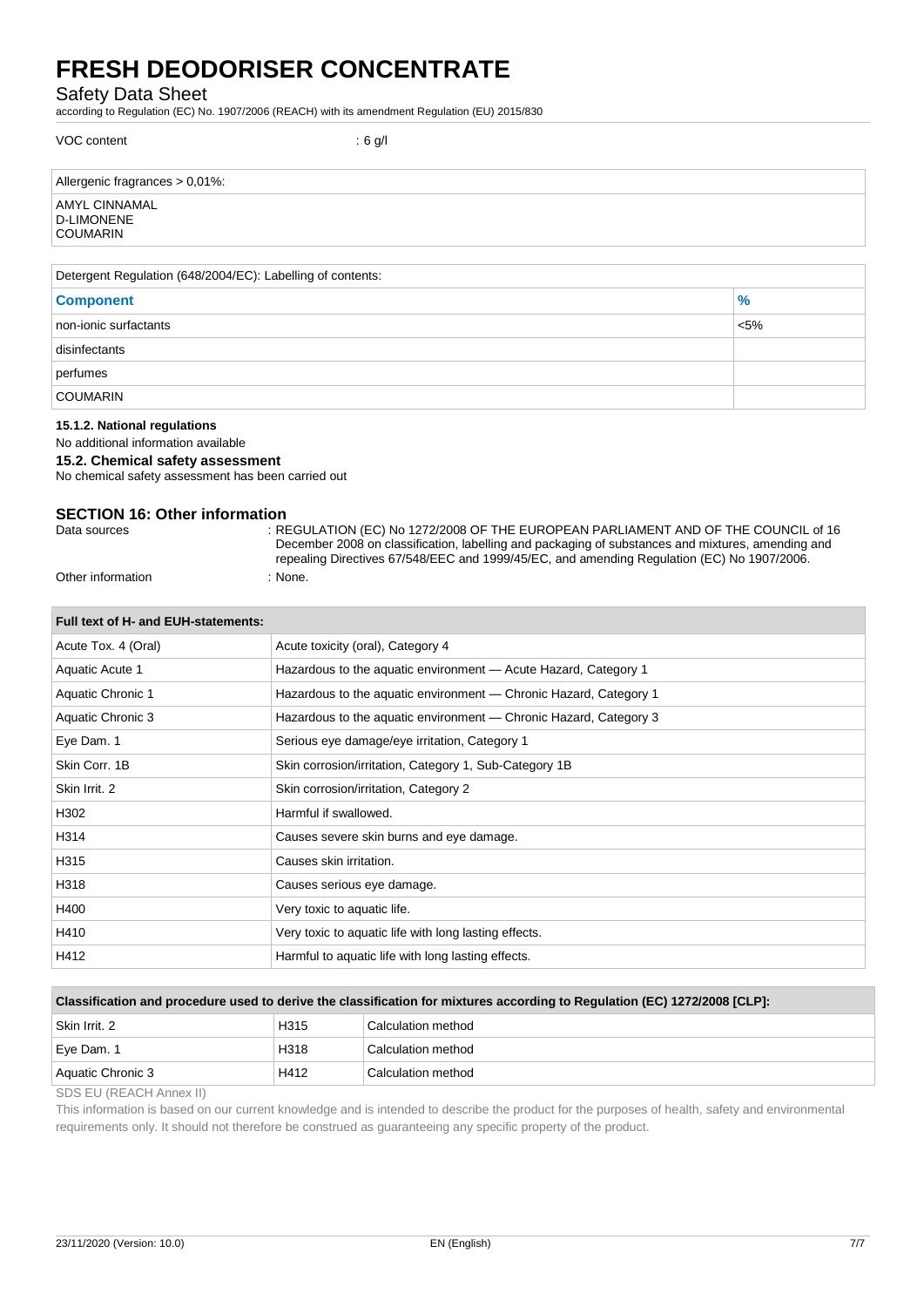VOC content : 6 g/l

| Allergenic fragrances > 0,01%: |
|---|
| AMYL CINNAMAL<br>D-LIMONENE<br>COUMARIN |

| Detergent Regulation (648/2004/EC): Labelling of contents: | |
|---|---|
| **Component** | **%** |
| non-ionic surfactants | <5% |
| disinfectants | |
| perfumes | |
| COUMARIN | |

#### 15.1.2. National regulations

No additional information available

### 15.2. Chemical safety assessment

No chemical safety assessment has been carried out

## SECTION 16: Other information

Data sources : REGULATION (EC) No 1272/2008 OF THE EUROPEAN PARLIAMENT AND OF THE COUNCIL of 16 December 2008 on classification, labelling and packaging of substances and mixtures, amending and repealing Directives 67/548/EEC and 1999/45/EC, and amending Regulation (EC) No 1907/2006.

Other information : None.

| Full text of H- and EUH-statements: | |
|---|---|
| Acute Tox. 4 (Oral) | Acute toxicity (oral), Category 4 |
| Aquatic Acute 1 | Hazardous to the aquatic environment — Acute Hazard, Category 1 |
| Aquatic Chronic 1 | Hazardous to the aquatic environment — Chronic Hazard, Category 1 |
| Aquatic Chronic 3 | Hazardous to the aquatic environment — Chronic Hazard, Category 3 |
| Eye Dam. 1 | Serious eye damage/eye irritation, Category 1 |
| Skin Corr. 1B | Skin corrosion/irritation, Category 1, Sub-Category 1B |
| Skin Irrit. 2 | Skin corrosion/irritation, Category 2 |
| H302 | Harmful if swallowed. |
| H314 | Causes severe skin burns and eye damage. |
| H315 | Causes skin irritation. |
| H318 | Causes serious eye damage. |
| H400 | Very toxic to aquatic life. |
| H410 | Very toxic to aquatic life with long lasting effects. |
| H412 | Harmful to aquatic life with long lasting effects. |

| Classification and procedure used to derive the classification for mixtures according to Regulation (EC) 1272/2008 [CLP]: | | |
|---|---|---|
| Skin Irrit. 2 | H315 | Calculation method |
| Eye Dam. 1 | H318 | Calculation method |
| Aquatic Chronic 3 | H412 | Calculation method |

SDS EU (REACH Annex II)

This information is based on our current knowledge and is intended to describe the product for the purposes of health, safety and environmental requirements only. It should not therefore be construed as guaranteeing any specific property of the product.